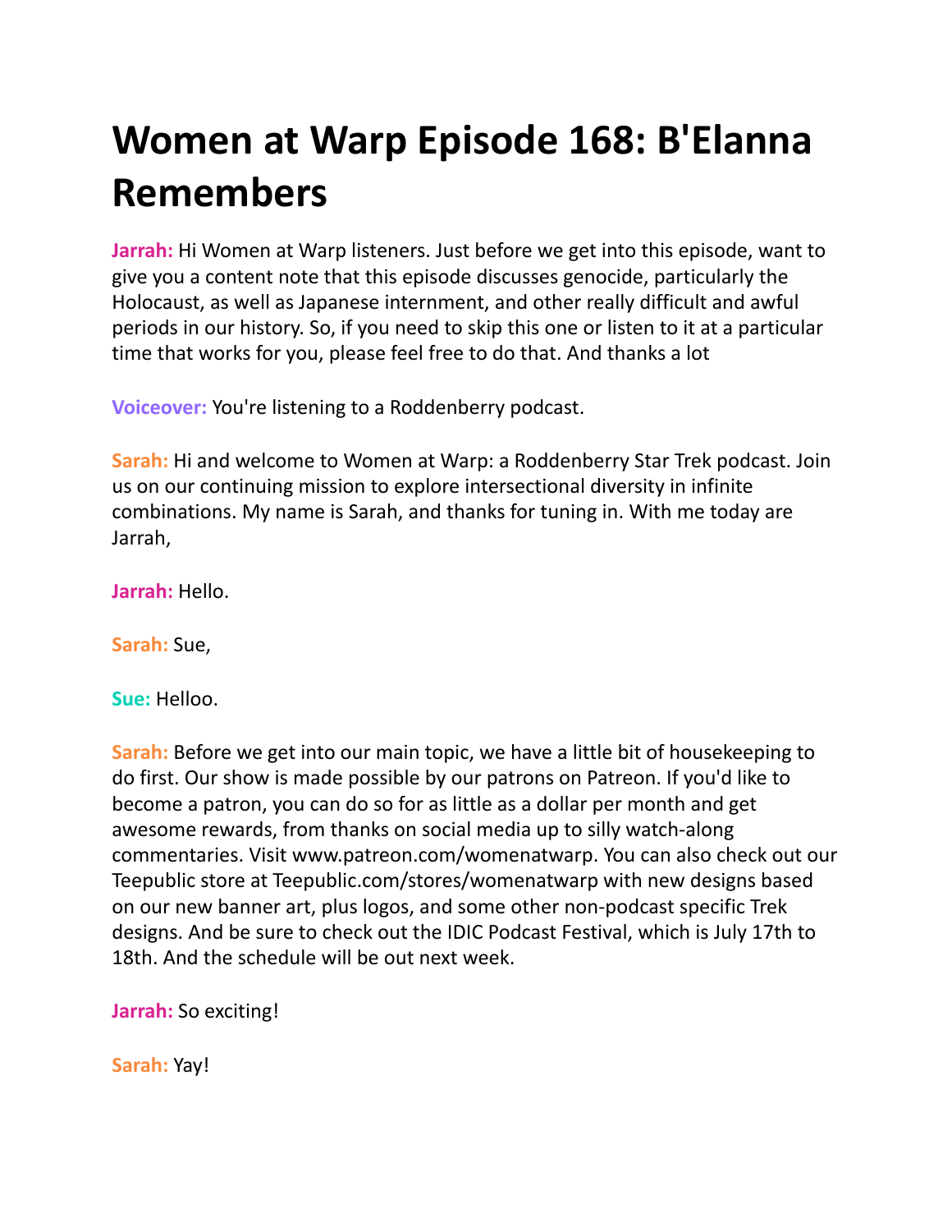# Women at Warp Episode 168: B'Elanna Remembers

**Jarrah:** Hi Women at Warp listeners. Just before we get into this episode, want to give you a content note that this episode discusses genocide, particularly the Holocaust, as well as Japanese internment, and other really difficult and awful periods in our history. So, if you need to skip this one or listen to it at a particular time that works for you, please feel free to do that. And thanks a lot

**Voiceover:** You're listening to a Roddenberry podcast.

**Sarah:** Hi and welcome to Women at Warp: a Roddenberry Star Trek podcast. Join us on our continuing mission to explore intersectional diversity in infinite combinations. My name is Sarah, and thanks for tuning in. With me today are Jarrah,

**Jarrah:** Hello.

**Sarah:** Sue,

**Sue:** Helloo.

**Sarah:** Before we get into our main topic, we have a little bit of housekeeping to do first. Our show is made possible by our patrons on Patreon. If you'd like to become a patron, you can do so for as little as a dollar per month and get awesome rewards, from thanks on social media up to silly watch-along commentaries. Visit www.patreon.com/womenatwarp. You can also check out our Teepublic store at Teepublic.com/stores/womenatwarp with new designs based on our new banner art, plus logos, and some other non-podcast specific Trek designs. And be sure to check out the IDIC Podcast Festival, which is July 17th to 18th. And the schedule will be out next week.

**Jarrah:** So exciting!

**Sarah:** Yay!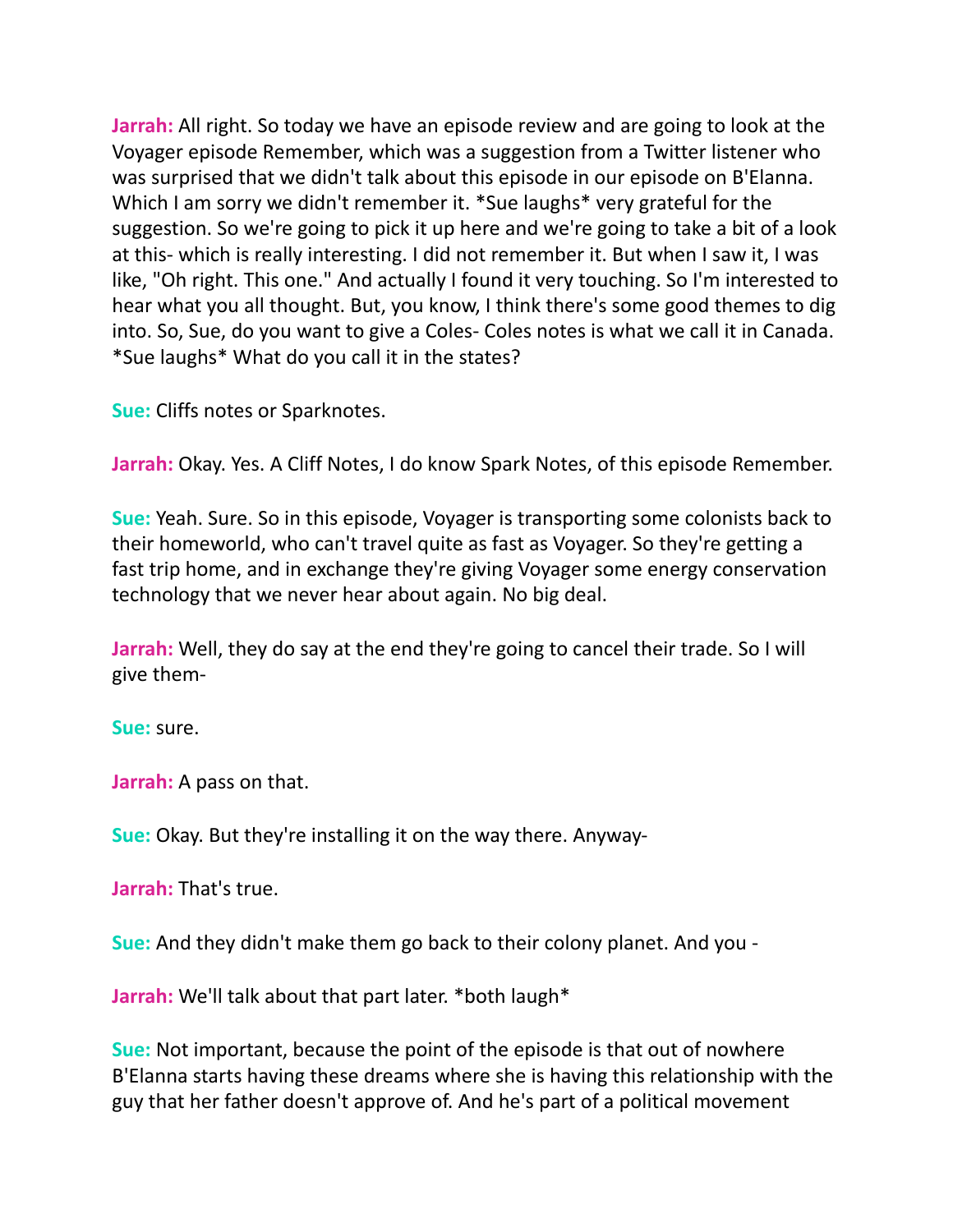**Jarrah:** All right. So today we have an episode review and are going to look at the Voyager episode Remember, which was a suggestion from a Twitter listener who was surprised that we didn't talk about this episode in our episode on B'Elanna. Which I am sorry we didn't remember it. *Sue laughs* very grateful for the suggestion. So we're going to pick it up here and we're going to take a bit of a look at this- which is really interesting. I did not remember it. But when I saw it, I was like, "Oh right. This one." And actually I found it very touching. So I'm interested to hear what you all thought. But, you know, I think there's some good themes to dig into. So, Sue, do you want to give a Coles- Coles notes is what we call it in Canada. *Sue laughs* What do you call it in the states?

**Sue:** Cliffs notes or Sparknotes.

**Jarrah:** Okay. Yes. A Cliff Notes, I do know Spark Notes, of this episode Remember.

**Sue:** Yeah. Sure. So in this episode, Voyager is transporting some colonists back to their homeworld, who can't travel quite as fast as Voyager. So they're getting a fast trip home, and in exchange they're giving Voyager some energy conservation technology that we never hear about again. No big deal.

**Jarrah:** Well, they do say at the end they're going to cancel their trade. So I will give them-

**Sue:** sure.

**Jarrah:** A pass on that.

**Sue:** Okay. But they're installing it on the way there. Anyway-

**Jarrah:** That's true.

**Sue:** And they didn't make them go back to their colony planet. And you -

**Jarrah:** We'll talk about that part later. *both laugh*

**Sue:** Not important, because the point of the episode is that out of nowhere B'Elanna starts having these dreams where she is having this relationship with the guy that her father doesn't approve of. And he's part of a political movement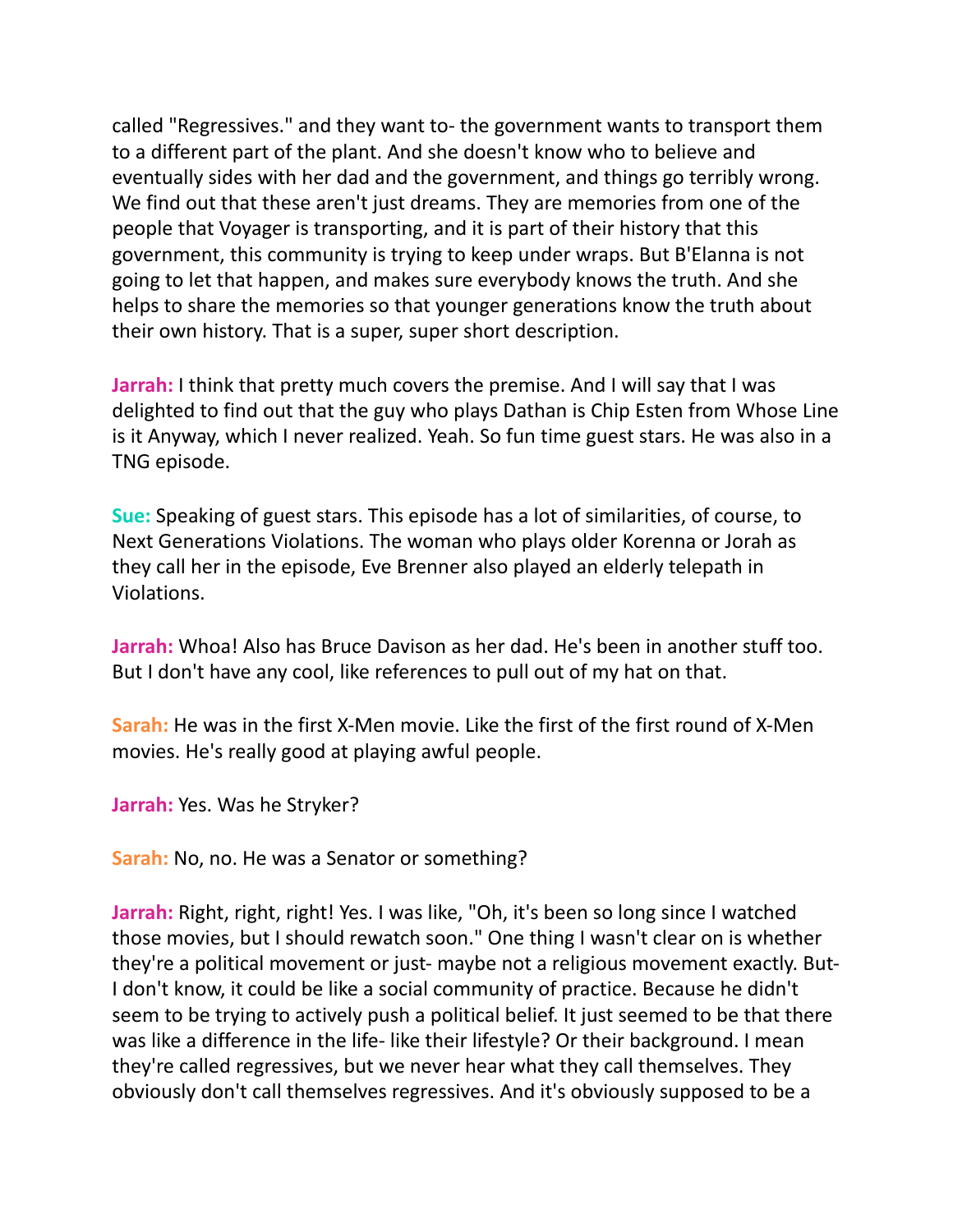called "Regressives." and they want to- the government wants to transport them to a different part of the plant. And she doesn't know who to believe and eventually sides with her dad and the government, and things go terribly wrong. We find out that these aren't just dreams. They are memories from one of the people that Voyager is transporting, and it is part of their history that this government, this community is trying to keep under wraps. But B'Elanna is not going to let that happen, and makes sure everybody knows the truth. And she helps to share the memories so that younger generations know the truth about their own history. That is a super, super short description.

**Jarrah:** I think that pretty much covers the premise. And I will say that I was delighted to find out that the guy who plays Dathan is Chip Esten from Whose Line is it Anyway, which I never realized. Yeah. So fun time guest stars. He was also in a TNG episode.

**Sue:** Speaking of guest stars. This episode has a lot of similarities, of course, to Next Generations Violations. The woman who plays older Korenna or Jorah as they call her in the episode, Eve Brenner also played an elderly telepath in Violations.

**Jarrah:** Whoa! Also has Bruce Davison as her dad. He's been in another stuff too. But I don't have any cool, like references to pull out of my hat on that.

**Sarah:** He was in the first X-Men movie. Like the first of the first round of X-Men movies. He's really good at playing awful people.

**Jarrah:** Yes. Was he Stryker?

**Sarah:** No, no. He was a Senator or something?

**Jarrah:** Right, right, right! Yes. I was like, "Oh, it's been so long since I watched those movies, but I should rewatch soon." One thing I wasn't clear on is whether they're a political movement or just- maybe not a religious movement exactly. But- I don't know, it could be like a social community of practice. Because he didn't seem to be trying to actively push a political belief. It just seemed to be that there was like a difference in the life- like their lifestyle? Or their background. I mean they're called regressives, but we never hear what they call themselves. They obviously don't call themselves regressives. And it's obviously supposed to be a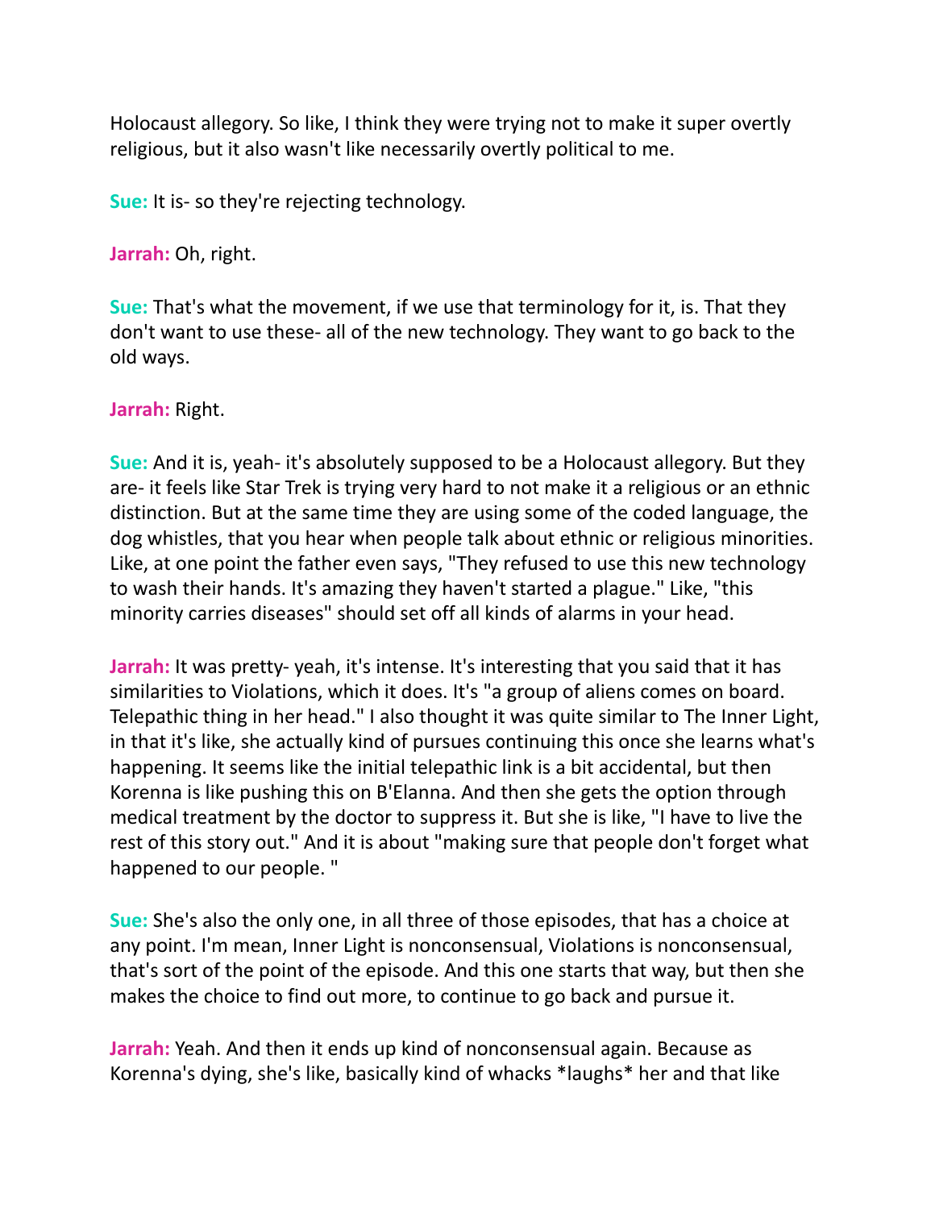Holocaust allegory. So like, I think they were trying not to make it super overtly religious, but it also wasn't like necessarily overtly political to me.

**Sue:** It is- so they're rejecting technology.

**Jarrah:** Oh, right.

**Sue:** That's what the movement, if we use that terminology for it, is. That they don't want to use these- all of the new technology. They want to go back to the old ways.

**Jarrah:** Right.

**Sue:** And it is, yeah- it's absolutely supposed to be a Holocaust allegory. But they are- it feels like Star Trek is trying very hard to not make it a religious or an ethnic distinction. But at the same time they are using some of the coded language, the dog whistles, that you hear when people talk about ethnic or religious minorities. Like, at one point the father even says, "They refused to use this new technology to wash their hands. It's amazing they haven't started a plague." Like, "this minority carries diseases" should set off all kinds of alarms in your head.

**Jarrah:** It was pretty- yeah, it's intense. It's interesting that you said that it has similarities to Violations, which it does. It's "a group of aliens comes on board. Telepathic thing in her head." I also thought it was quite similar to The Inner Light, in that it's like, she actually kind of pursues continuing this once she learns what's happening. It seems like the initial telepathic link is a bit accidental, but then Korenna is like pushing this on B'Elanna. And then she gets the option through medical treatment by the doctor to suppress it. But she is like, "I have to live the rest of this story out." And it is about "making sure that people don't forget what happened to our people. "

**Sue:** She's also the only one, in all three of those episodes, that has a choice at any point. I'm mean, Inner Light is nonconsensual, Violations is nonconsensual, that's sort of the point of the episode. And this one starts that way, but then she makes the choice to find out more, to continue to go back and pursue it.

**Jarrah:** Yeah. And then it ends up kind of nonconsensual again. Because as Korenna's dying, she's like, basically kind of whacks *laughs* her and that like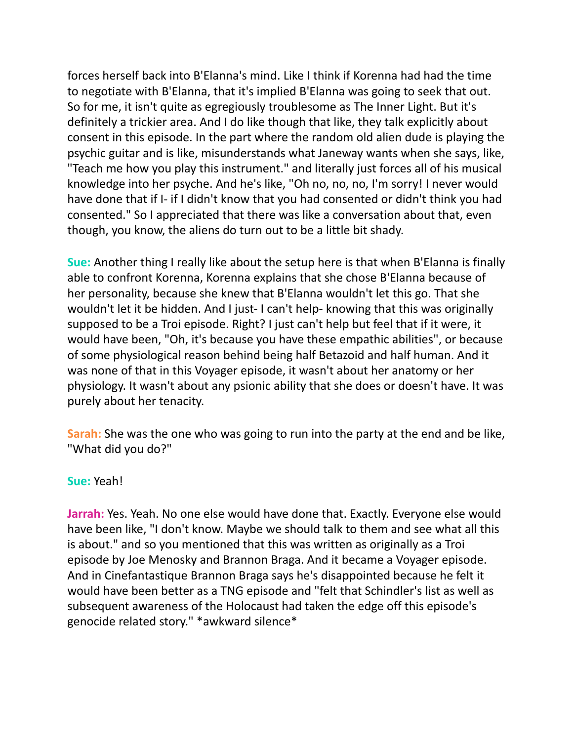forces herself back into B'Elanna's mind. Like I think if Korenna had had the time to negotiate with B'Elanna, that it's implied B'Elanna was going to seek that out. So for me, it isn't quite as egregiously troublesome as The Inner Light. But it's definitely a trickier area. And I do like though that like, they talk explicitly about consent in this episode. In the part where the random old alien dude is playing the psychic guitar and is like, misunderstands what Janeway wants when she says, like, "Teach me how you play this instrument." and literally just forces all of his musical knowledge into her psyche. And he's like, "Oh no, no, no, I'm sorry! I never would have done that if I- if I didn't know that you had consented or didn't think you had consented." So I appreciated that there was like a conversation about that, even though, you know, the aliens do turn out to be a little bit shady.

**Sue:** Another thing I really like about the setup here is that when B'Elanna is finally able to confront Korenna, Korenna explains that she chose B'Elanna because of her personality, because she knew that B'Elanna wouldn't let this go. That she wouldn't let it be hidden. And I just- I can't help- knowing that this was originally supposed to be a Troi episode. Right? I just can't help but feel that if it were, it would have been, "Oh, it's because you have these empathic abilities", or because of some physiological reason behind being half Betazoid and half human. And it was none of that in this Voyager episode, it wasn't about her anatomy or her physiology. It wasn't about any psionic ability that she does or doesn't have. It was purely about her tenacity.

**Sarah:** She was the one who was going to run into the party at the end and be like, "What did you do?"

**Sue:** Yeah!

**Jarrah:** Yes. Yeah. No one else would have done that. Exactly. Everyone else would have been like, "I don't know. Maybe we should talk to them and see what all this is about." and so you mentioned that this was written as originally as a Troi episode by Joe Menosky and Brannon Braga. And it became a Voyager episode. And in Cinefantastique Brannon Braga says he's disappointed because he felt it would have been better as a TNG episode and "felt that Schindler's list as well as subsequent awareness of the Holocaust had taken the edge off this episode's genocide related story." *awkward silence*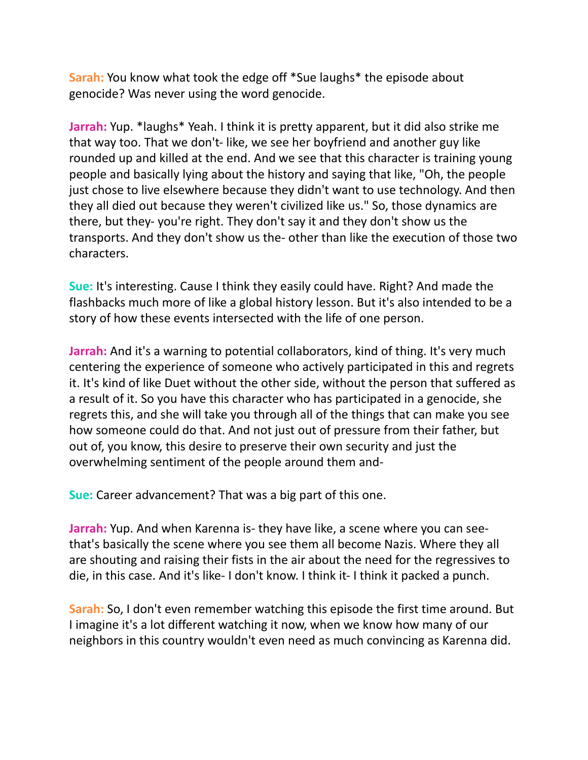**Sarah:** You know what took the edge off *Sue laughs* the episode about genocide? Was never using the word genocide.

**Jarrah:** Yup. *laughs* Yeah. I think it is pretty apparent, but it did also strike me that way too. That we don't- like, we see her boyfriend and another guy like rounded up and killed at the end. And we see that this character is training young people and basically lying about the history and saying that like, "Oh, the people just chose to live elsewhere because they didn't want to use technology. And then they all died out because they weren't civilized like us." So, those dynamics are there, but they- you're right. They don't say it and they don't show us the transports. And they don't show us the- other than like the execution of those two characters.

**Sue:** It's interesting. Cause I think they easily could have. Right? And made the flashbacks much more of like a global history lesson. But it's also intended to be a story of how these events intersected with the life of one person.

**Jarrah:** And it's a warning to potential collaborators, kind of thing. It's very much centering the experience of someone who actively participated in this and regrets it. It's kind of like Duet without the other side, without the person that suffered as a result of it. So you have this character who has participated in a genocide, she regrets this, and she will take you through all of the things that can make you see how someone could do that. And not just out of pressure from their father, but out of, you know, this desire to preserve their own security and just the overwhelming sentiment of the people around them and-

**Sue:** Career advancement? That was a big part of this one.

**Jarrah:** Yup. And when Karenna is- they have like, a scene where you can see- that's basically the scene where you see them all become Nazis. Where they all are shouting and raising their fists in the air about the need for the regressives to die, in this case. And it's like- I don't know. I think it- I think it packed a punch.

**Sarah:** So, I don't even remember watching this episode the first time around. But I imagine it's a lot different watching it now, when we know how many of our neighbors in this country wouldn't even need as much convincing as Karenna did.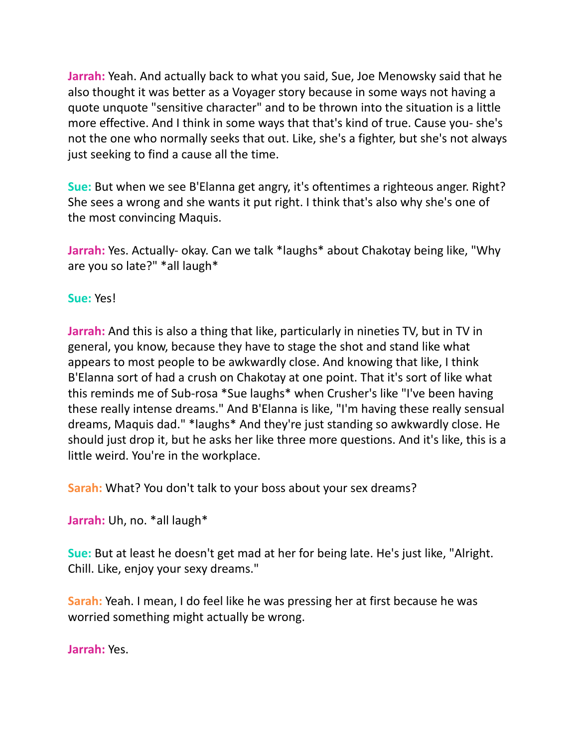**Jarrah:** Yeah. And actually back to what you said, Sue, Joe Menowsky said that he also thought it was better as a Voyager story because in some ways not having a quote unquote "sensitive character" and to be thrown into the situation is a little more effective. And I think in some ways that that's kind of true. Cause you- she's not the one who normally seeks that out. Like, she's a fighter, but she's not always just seeking to find a cause all the time.

**Sue:** But when we see B'Elanna get angry, it's oftentimes a righteous anger. Right? She sees a wrong and she wants it put right. I think that's also why she's one of the most convincing Maquis.

**Jarrah:** Yes. Actually- okay. Can we talk *laughs* about Chakotay being like, "Why are you so late?" *all laugh*

**Sue:** Yes!

**Jarrah:** And this is also a thing that like, particularly in nineties TV, but in TV in general, you know, because they have to stage the shot and stand like what appears to most people to be awkwardly close. And knowing that like, I think B'Elanna sort of had a crush on Chakotay at one point. That it's sort of like what this reminds me of Sub-rosa *Sue laughs* when Crusher's like "I've been having these really intense dreams." And B'Elanna is like, "I'm having these really sensual dreams, Maquis dad." *laughs* And they're just standing so awkwardly close. He should just drop it, but he asks her like three more questions. And it's like, this is a little weird. You're in the workplace.

**Sarah:** What? You don't talk to your boss about your sex dreams?

**Jarrah:** Uh, no. *all laugh*

**Sue:** But at least he doesn't get mad at her for being late. He's just like, "Alright. Chill. Like, enjoy your sexy dreams."

**Sarah:** Yeah. I mean, I do feel like he was pressing her at first because he was worried something might actually be wrong.

**Jarrah:** Yes.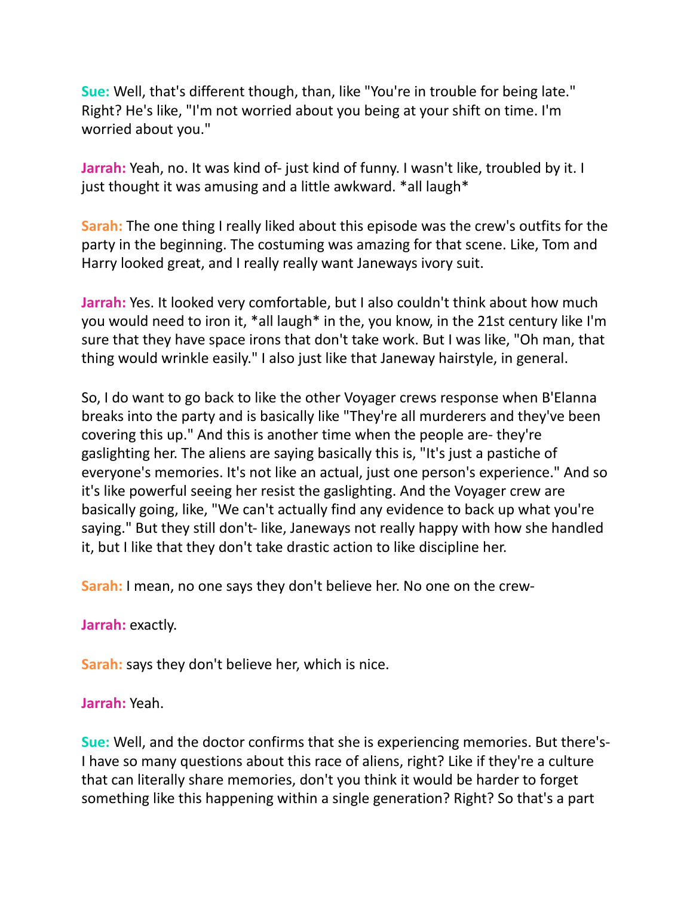**Sue:** Well, that's different though, than, like "You're in trouble for being late." Right? He's like, "I'm not worried about you being at your shift on time. I'm worried about you."

**Jarrah:** Yeah, no. It was kind of- just kind of funny. I wasn't like, troubled by it. I just thought it was amusing and a little awkward. *all laugh*

**Sarah:** The one thing I really liked about this episode was the crew's outfits for the party in the beginning. The costuming was amazing for that scene. Like, Tom and Harry looked great, and I really really want Janeways ivory suit.

**Jarrah:** Yes. It looked very comfortable, but I also couldn't think about how much you would need to iron it, *all laugh* in the, you know, in the 21st century like I'm sure that they have space irons that don't take work. But I was like, "Oh man, that thing would wrinkle easily." I also just like that Janeway hairstyle, in general.

So, I do want to go back to like the other Voyager crews response when B'Elanna breaks into the party and is basically like "They're all murderers and they've been covering this up." And this is another time when the people are- they're gaslighting her. The aliens are saying basically this is, "It's just a pastiche of everyone's memories. It's not like an actual, just one person's experience." And so it's like powerful seeing her resist the gaslighting. And the Voyager crew are basically going, like, "We can't actually find any evidence to back up what you're saying." But they still don't- like, Janeways not really happy with how she handled it, but I like that they don't take drastic action to like discipline her.

**Sarah:** I mean, no one says they don't believe her. No one on the crew-

**Jarrah:** exactly.

**Sarah:** says they don't believe her, which is nice.

**Jarrah:** Yeah.

**Sue:** Well, and the doctor confirms that she is experiencing memories. But there's- I have so many questions about this race of aliens, right? Like if they're a culture that can literally share memories, don't you think it would be harder to forget something like this happening within a single generation? Right? So that's a part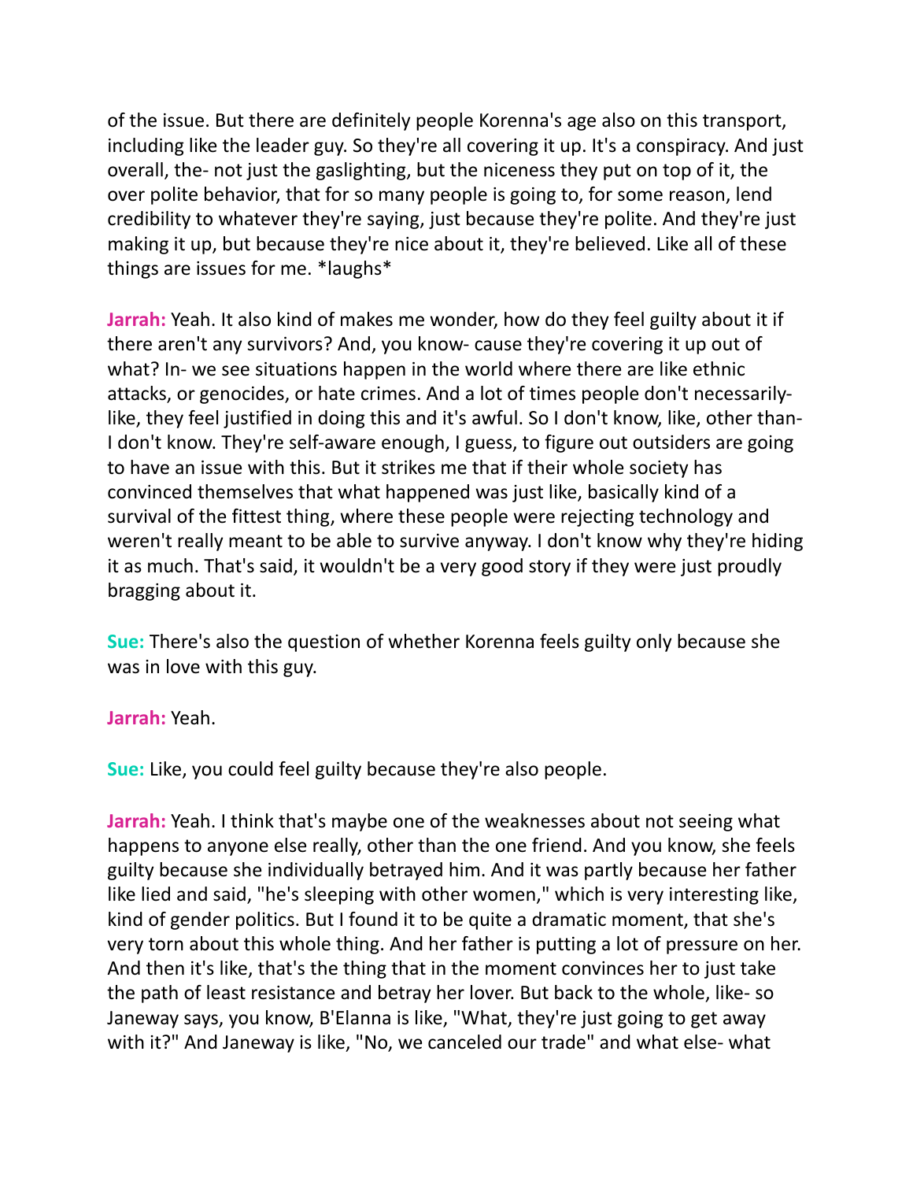of the issue. But there are definitely people Korenna's age also on this transport, including like the leader guy. So they're all covering it up. It's a conspiracy. And just overall, the- not just the gaslighting, but the niceness they put on top of it, the over polite behavior, that for so many people is going to, for some reason, lend credibility to whatever they're saying, just because they're polite. And they're just making it up, but because they're nice about it, they're believed. Like all of these things are issues for me. *laughs*

**Jarrah:** Yeah. It also kind of makes me wonder, how do they feel guilty about it if there aren't any survivors? And, you know- cause they're covering it up out of what? In- we see situations happen in the world where there are like ethnic attacks, or genocides, or hate crimes. And a lot of times people don't necessarily- like, they feel justified in doing this and it's awful. So I don't know, like, other than- I don't know. They're self-aware enough, I guess, to figure out outsiders are going to have an issue with this. But it strikes me that if their whole society has convinced themselves that what happened was just like, basically kind of a survival of the fittest thing, where these people were rejecting technology and weren't really meant to be able to survive anyway. I don't know why they're hiding it as much. That's said, it wouldn't be a very good story if they were just proudly bragging about it.

**Sue:** There's also the question of whether Korenna feels guilty only because she was in love with this guy.

**Jarrah:** Yeah.

**Sue:** Like, you could feel guilty because they're also people.

**Jarrah:** Yeah. I think that's maybe one of the weaknesses about not seeing what happens to anyone else really, other than the one friend. And you know, she feels guilty because she individually betrayed him. And it was partly because her father like lied and said, "he's sleeping with other women," which is very interesting like, kind of gender politics. But I found it to be quite a dramatic moment, that she's very torn about this whole thing. And her father is putting a lot of pressure on her. And then it's like, that's the thing that in the moment convinces her to just take the path of least resistance and betray her lover. But back to the whole, like- so Janeway says, you know, B'Elanna is like, "What, they're just going to get away with it?" And Janeway is like, "No, we canceled our trade" and what else- what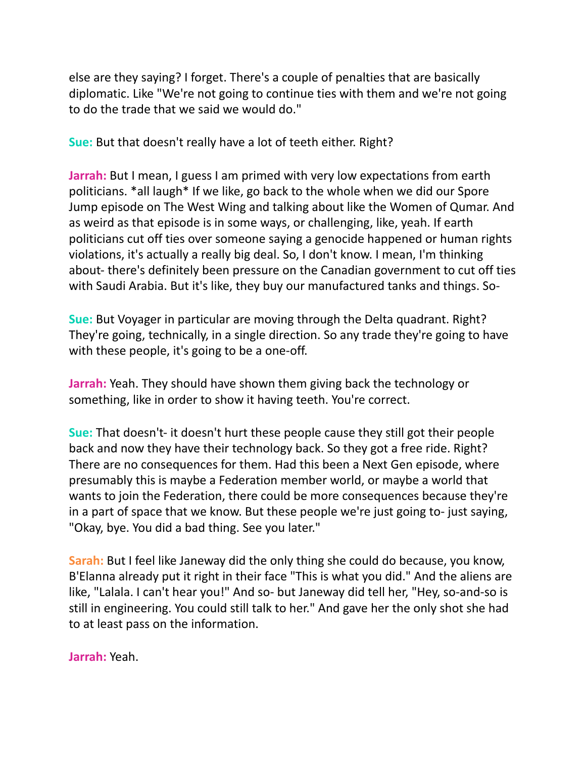else are they saying? I forget. There's a couple of penalties that are basically diplomatic. Like "We're not going to continue ties with them and we're not going to do the trade that we said we would do."

**Sue:** But that doesn't really have a lot of teeth either. Right?

**Jarrah:** But I mean, I guess I am primed with very low expectations from earth politicians. *all laugh* If we like, go back to the whole when we did our Spore Jump episode on The West Wing and talking about like the Women of Qumar. And as weird as that episode is in some ways, or challenging, like, yeah. If earth politicians cut off ties over someone saying a genocide happened or human rights violations, it's actually a really big deal. So, I don't know. I mean, I'm thinking about- there's definitely been pressure on the Canadian government to cut off ties with Saudi Arabia. But it's like, they buy our manufactured tanks and things. So-

**Sue:** But Voyager in particular are moving through the Delta quadrant. Right? They're going, technically, in a single direction. So any trade they're going to have with these people, it's going to be a one-off.

**Jarrah:** Yeah. They should have shown them giving back the technology or something, like in order to show it having teeth. You're correct.

**Sue:** That doesn't- it doesn't hurt these people cause they still got their people back and now they have their technology back. So they got a free ride. Right? There are no consequences for them. Had this been a Next Gen episode, where presumably this is maybe a Federation member world, or maybe a world that wants to join the Federation, there could be more consequences because they're in a part of space that we know. But these people we're just going to- just saying, "Okay, bye. You did a bad thing. See you later."

**Sarah:** But I feel like Janeway did the only thing she could do because, you know, B'Elanna already put it right in their face "This is what you did." And the aliens are like, "Lalala. I can't hear you!" And so- but Janeway did tell her, "Hey, so-and-so is still in engineering. You could still talk to her." And gave her the only shot she had to at least pass on the information.

**Jarrah:** Yeah.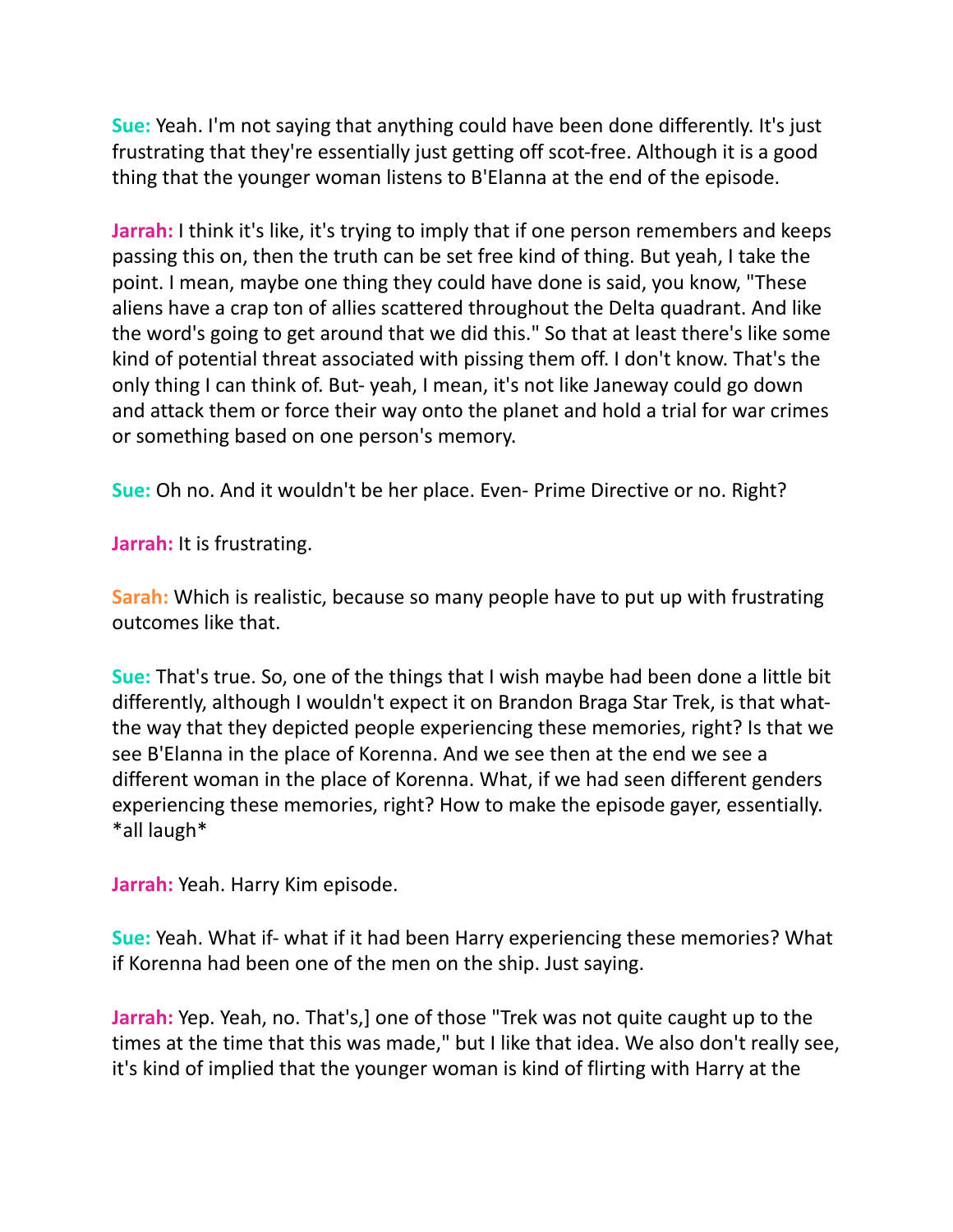**Sue:** Yeah. I'm not saying that anything could have been done differently. It's just frustrating that they're essentially just getting off scot-free. Although it is a good thing that the younger woman listens to B'Elanna at the end of the episode.

**Jarrah:** I think it's like, it's trying to imply that if one person remembers and keeps passing this on, then the truth can be set free kind of thing. But yeah, I take the point. I mean, maybe one thing they could have done is said, you know, "These aliens have a crap ton of allies scattered throughout the Delta quadrant. And like the word's going to get around that we did this." So that at least there's like some kind of potential threat associated with pissing them off. I don't know. That's the only thing I can think of. But- yeah, I mean, it's not like Janeway could go down and attack them or force their way onto the planet and hold a trial for war crimes or something based on one person's memory.

**Sue:** Oh no. And it wouldn't be her place. Even- Prime Directive or no. Right?

**Jarrah:** It is frustrating.

**Sarah:** Which is realistic, because so many people have to put up with frustrating outcomes like that.

**Sue:** That's true. So, one of the things that I wish maybe had been done a little bit differently, although I wouldn't expect it on Brandon Braga Star Trek, is that what- the way that they depicted people experiencing these memories, right? Is that we see B'Elanna in the place of Korenna. And we see then at the end we see a different woman in the place of Korenna. What, if we had seen different genders experiencing these memories, right? How to make the episode gayer, essentially. *all laugh*

**Jarrah:** Yeah. Harry Kim episode.

**Sue:** Yeah. What if- what if it had been Harry experiencing these memories? What if Korenna had been one of the men on the ship. Just saying.

**Jarrah:** Yep. Yeah, no. That's,] one of those "Trek was not quite caught up to the times at the time that this was made," but I like that idea. We also don't really see, it's kind of implied that the younger woman is kind of flirting with Harry at the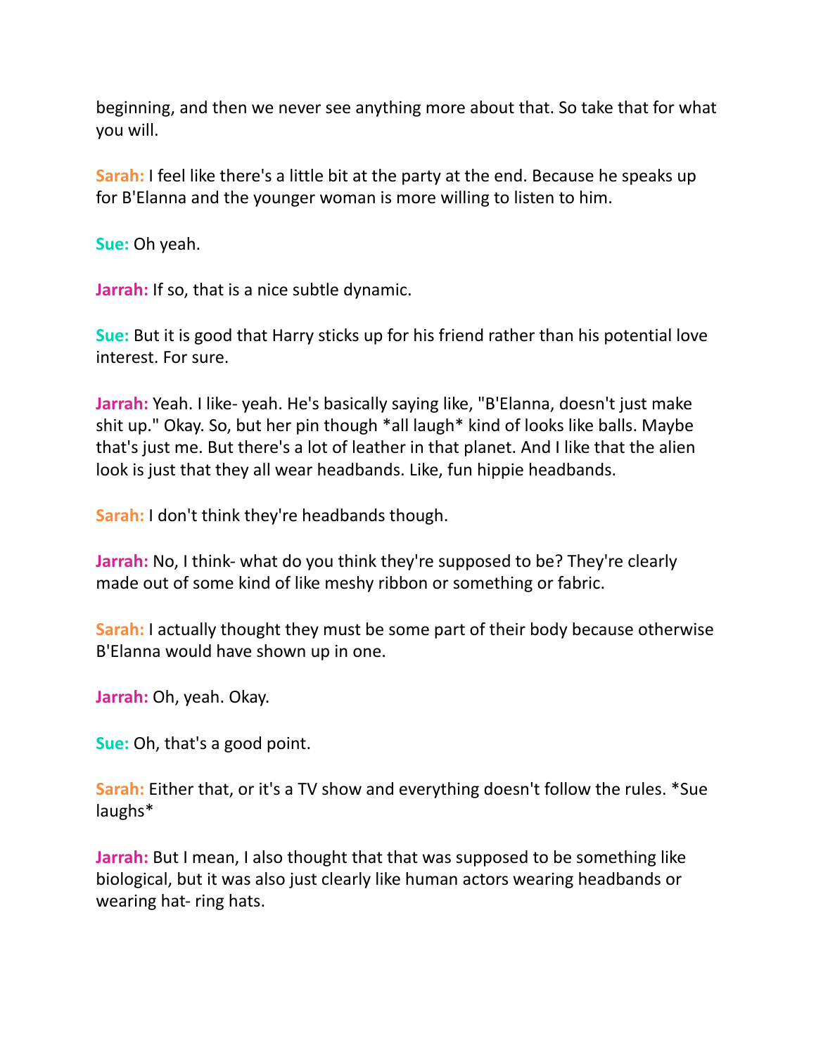beginning, and then we never see anything more about that. So take that for what you will.

**Sarah:** I feel like there's a little bit at the party at the end. Because he speaks up for B'Elanna and the younger woman is more willing to listen to him.

**Sue:** Oh yeah.

**Jarrah:** If so, that is a nice subtle dynamic.

**Sue:** But it is good that Harry sticks up for his friend rather than his potential love interest. For sure.

**Jarrah:** Yeah. I like- yeah. He's basically saying like, "B'Elanna, doesn't just make shit up." Okay. So, but her pin though *all laugh* kind of looks like balls. Maybe that's just me. But there's a lot of leather in that planet. And I like that the alien look is just that they all wear headbands. Like, fun hippie headbands.

**Sarah:** I don't think they're headbands though.

**Jarrah:** No, I think- what do you think they're supposed to be? They're clearly made out of some kind of like meshy ribbon or something or fabric.

**Sarah:** I actually thought they must be some part of their body because otherwise B'Elanna would have shown up in one.

**Jarrah:** Oh, yeah. Okay.

**Sue:** Oh, that's a good point.

**Sarah:** Either that, or it's a TV show and everything doesn't follow the rules. *Sue laughs*

**Jarrah:** But I mean, I also thought that that was supposed to be something like biological, but it was also just clearly like human actors wearing headbands or wearing hat- ring hats.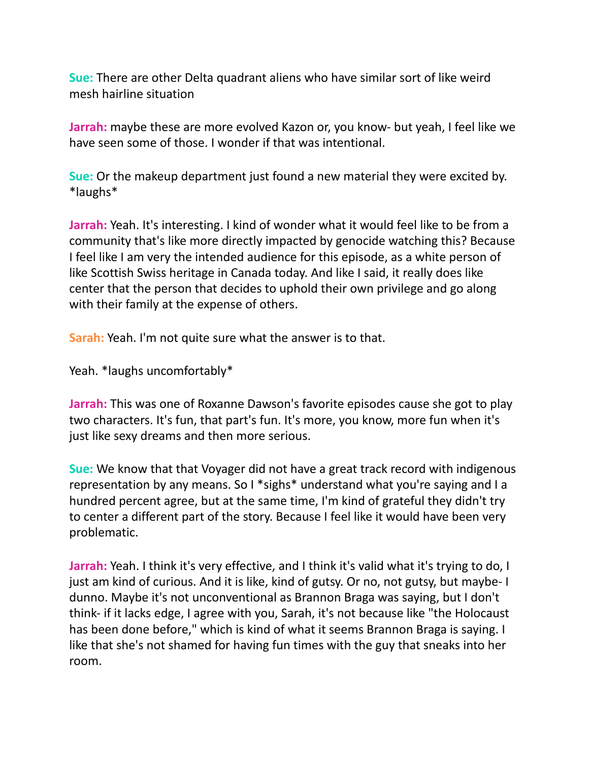**Sue:** There are other Delta quadrant aliens who have similar sort of like weird mesh hairline situation

**Jarrah:** maybe these are more evolved Kazon or, you know- but yeah, I feel like we have seen some of those. I wonder if that was intentional.

**Sue:** Or the makeup department just found a new material they were excited by. *laughs*

**Jarrah:** Yeah. It's interesting. I kind of wonder what it would feel like to be from a community that's like more directly impacted by genocide watching this? Because I feel like I am very the intended audience for this episode, as a white person of like Scottish Swiss heritage in Canada today. And like I said, it really does like center that the person that decides to uphold their own privilege and go along with their family at the expense of others.

**Sarah:** Yeah. I'm not quite sure what the answer is to that.

Yeah. *laughs uncomfortably*

**Jarrah:** This was one of Roxanne Dawson's favorite episodes cause she got to play two characters. It's fun, that part's fun. It's more, you know, more fun when it's just like sexy dreams and then more serious.

**Sue:** We know that that Voyager did not have a great track record with indigenous representation by any means. So I *sighs* understand what you're saying and I a hundred percent agree, but at the same time, I'm kind of grateful they didn't try to center a different part of the story. Because I feel like it would have been very problematic.

**Jarrah:** Yeah. I think it's very effective, and I think it's valid what it's trying to do, I just am kind of curious. And it is like, kind of gutsy. Or no, not gutsy, but maybe- I dunno. Maybe it's not unconventional as Brannon Braga was saying, but I don't think- if it lacks edge, I agree with you, Sarah, it's not because like "the Holocaust has been done before," which is kind of what it seems Brannon Braga is saying. I like that she's not shamed for having fun times with the guy that sneaks into her room.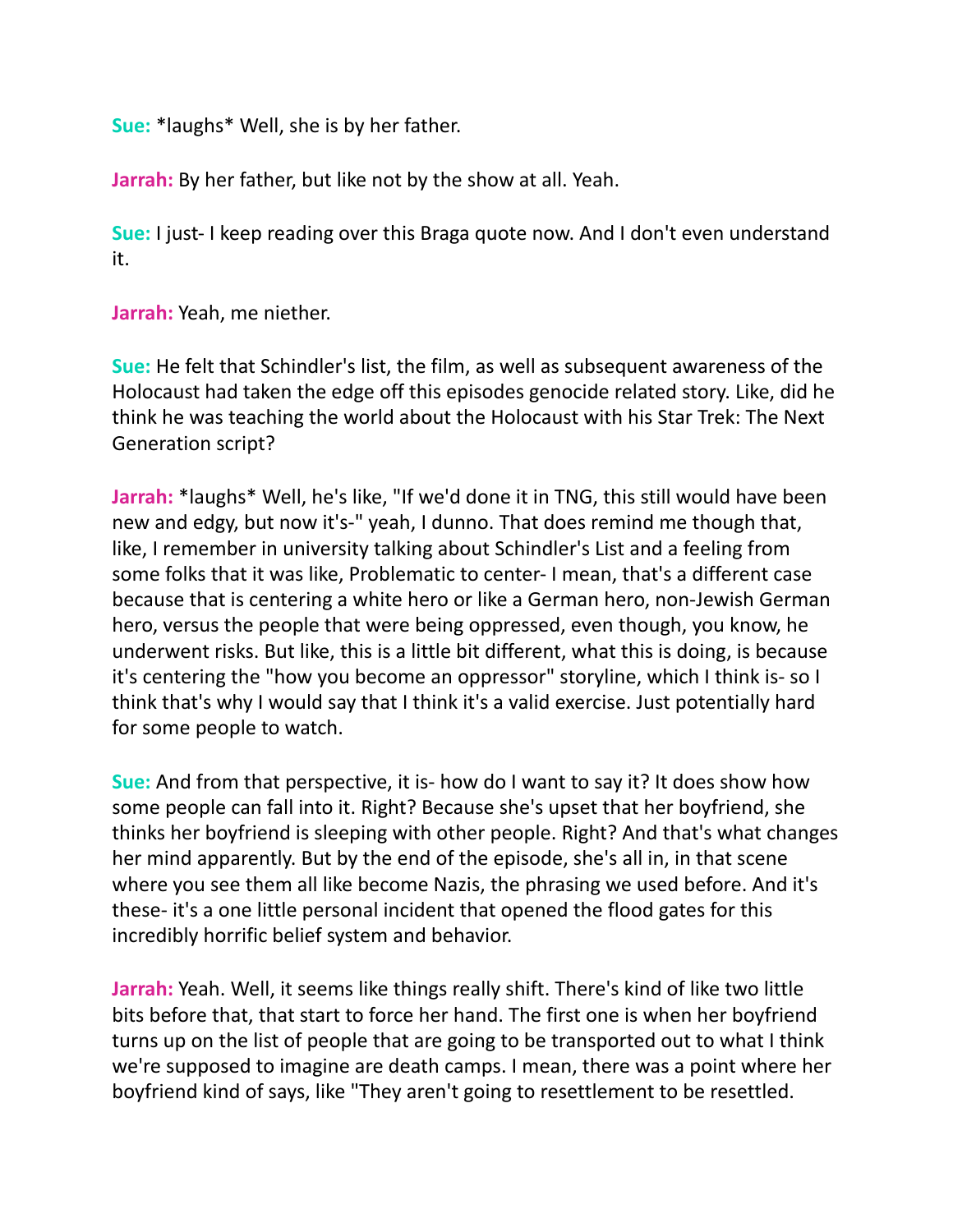**Sue:** *laughs* Well, she is by her father.

**Jarrah:** By her father, but like not by the show at all. Yeah.

**Sue:** I just- I keep reading over this Braga quote now. And I don't even understand it.

**Jarrah:** Yeah, me niether.

**Sue:** He felt that Schindler's list, the film, as well as subsequent awareness of the Holocaust had taken the edge off this episodes genocide related story. Like, did he think he was teaching the world about the Holocaust with his Star Trek: The Next Generation script?

**Jarrah:** *laughs* Well, he's like, "If we'd done it in TNG, this still would have been new and edgy, but now it's-" yeah, I dunno. That does remind me though that, like, I remember in university talking about Schindler's List and a feeling from some folks that it was like, Problematic to center- I mean, that's a different case because that is centering a white hero or like a German hero, non-Jewish German hero, versus the people that were being oppressed, even though, you know, he underwent risks. But like, this is a little bit different, what this is doing, is because it's centering the "how you become an oppressor" storyline, which I think is- so I think that's why I would say that I think it's a valid exercise. Just potentially hard for some people to watch.

**Sue:** And from that perspective, it is- how do I want to say it? It does show how some people can fall into it. Right? Because she's upset that her boyfriend, she thinks her boyfriend is sleeping with other people. Right? And that's what changes her mind apparently. But by the end of the episode, she's all in, in that scene where you see them all like become Nazis, the phrasing we used before. And it's these- it's a one little personal incident that opened the flood gates for this incredibly horrific belief system and behavior.

**Jarrah:** Yeah. Well, it seems like things really shift. There's kind of like two little bits before that, that start to force her hand. The first one is when her boyfriend turns up on the list of people that are going to be transported out to what I think we're supposed to imagine are death camps. I mean, there was a point where her boyfriend kind of says, like "They aren't going to resettlement to be resettled.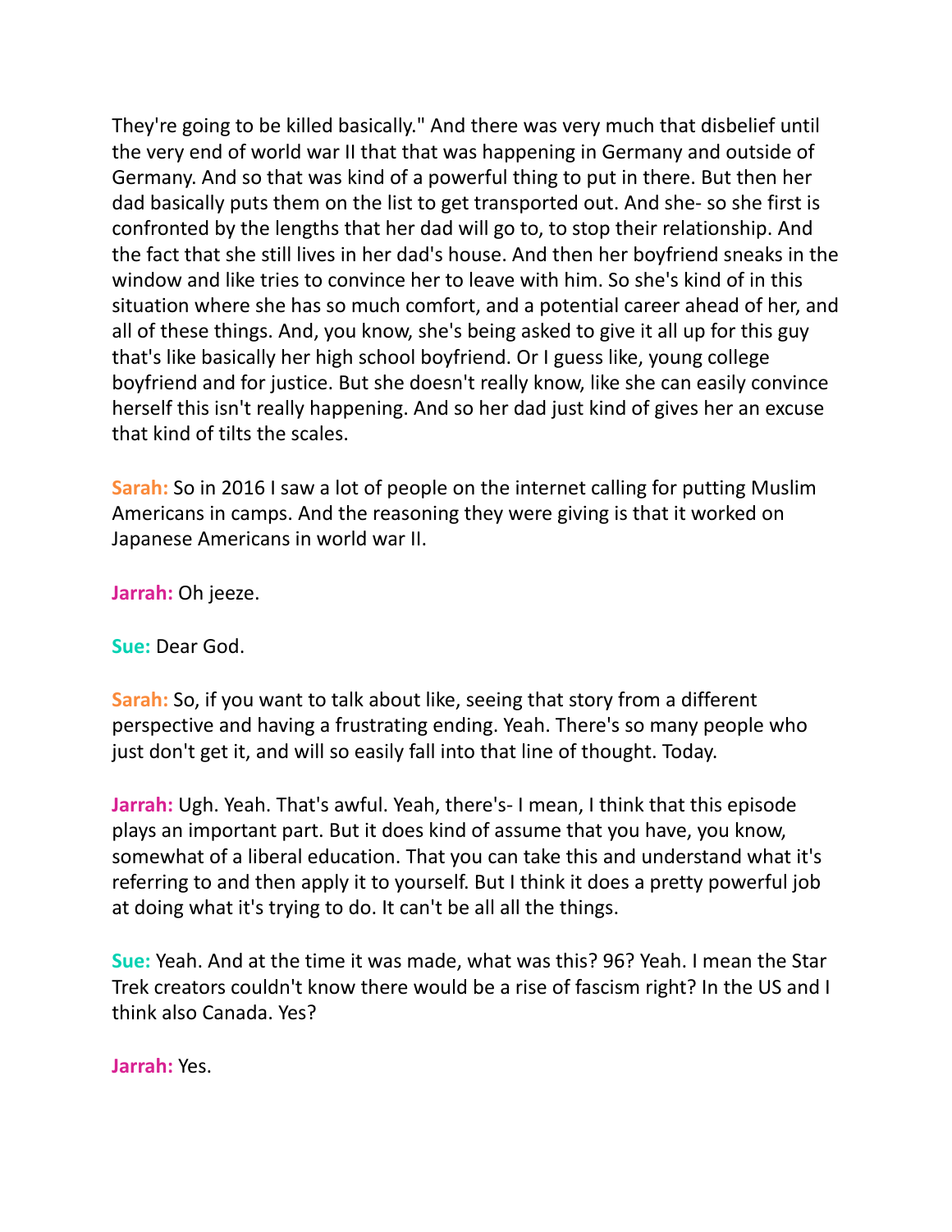They're going to be killed basically." And there was very much that disbelief until the very end of world war II that that was happening in Germany and outside of Germany. And so that was kind of a powerful thing to put in there. But then her dad basically puts them on the list to get transported out. And she- so she first is confronted by the lengths that her dad will go to, to stop their relationship. And the fact that she still lives in her dad's house. And then her boyfriend sneaks in the window and like tries to convince her to leave with him. So she's kind of in this situation where she has so much comfort, and a potential career ahead of her, and all of these things. And, you know, she's being asked to give it all up for this guy that's like basically her high school boyfriend. Or I guess like, young college boyfriend and for justice. But she doesn't really know, like she can easily convince herself this isn't really happening. And so her dad just kind of gives her an excuse that kind of tilts the scales.

**Sarah:** So in 2016 I saw a lot of people on the internet calling for putting Muslim Americans in camps. And the reasoning they were giving is that it worked on Japanese Americans in world war II.

**Jarrah:** Oh jeeze.

**Sue:** Dear God.

**Sarah:** So, if you want to talk about like, seeing that story from a different perspective and having a frustrating ending. Yeah. There's so many people who just don't get it, and will so easily fall into that line of thought. Today.

**Jarrah:** Ugh. Yeah. That's awful. Yeah, there's- I mean, I think that this episode plays an important part. But it does kind of assume that you have, you know, somewhat of a liberal education. That you can take this and understand what it's referring to and then apply it to yourself. But I think it does a pretty powerful job at doing what it's trying to do. It can't be all all the things.

**Sue:** Yeah. And at the time it was made, what was this? 96? Yeah. I mean the Star Trek creators couldn't know there would be a rise of fascism right? In the US and I think also Canada. Yes?

**Jarrah:** Yes.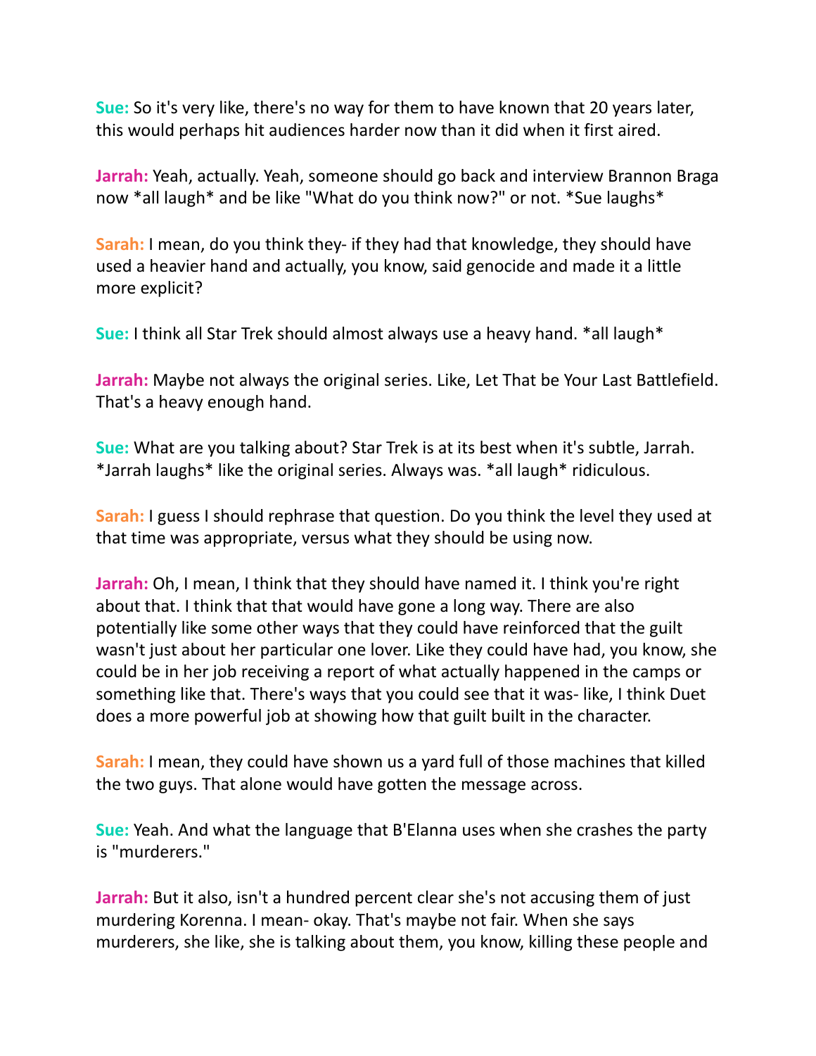**Sue:** So it's very like, there's no way for them to have known that 20 years later, this would perhaps hit audiences harder now than it did when it first aired.

**Jarrah:** Yeah, actually. Yeah, someone should go back and interview Brannon Braga now *all laugh* and be like "What do you think now?" or not. *Sue laughs*

**Sarah:** I mean, do you think they- if they had that knowledge, they should have used a heavier hand and actually, you know, said genocide and made it a little more explicit?

**Sue:** I think all Star Trek should almost always use a heavy hand. *all laugh*

**Jarrah:** Maybe not always the original series. Like, Let That be Your Last Battlefield. That's a heavy enough hand.

**Sue:** What are you talking about? Star Trek is at its best when it's subtle, Jarrah. *Jarrah laughs* like the original series. Always was. *all laugh* ridiculous.

**Sarah:** I guess I should rephrase that question. Do you think the level they used at that time was appropriate, versus what they should be using now.

**Jarrah:** Oh, I mean, I think that they should have named it. I think you're right about that. I think that that would have gone a long way. There are also potentially like some other ways that they could have reinforced that the guilt wasn't just about her particular one lover. Like they could have had, you know, she could be in her job receiving a report of what actually happened in the camps or something like that. There's ways that you could see that it was- like, I think Duet does a more powerful job at showing how that guilt built in the character.

**Sarah:** I mean, they could have shown us a yard full of those machines that killed the two guys. That alone would have gotten the message across.

**Sue:** Yeah. And what the language that B'Elanna uses when she crashes the party is "murderers."

**Jarrah:** But it also, isn't a hundred percent clear she's not accusing them of just murdering Korenna. I mean- okay. That's maybe not fair. When she says murderers, she like, she is talking about them, you know, killing these people and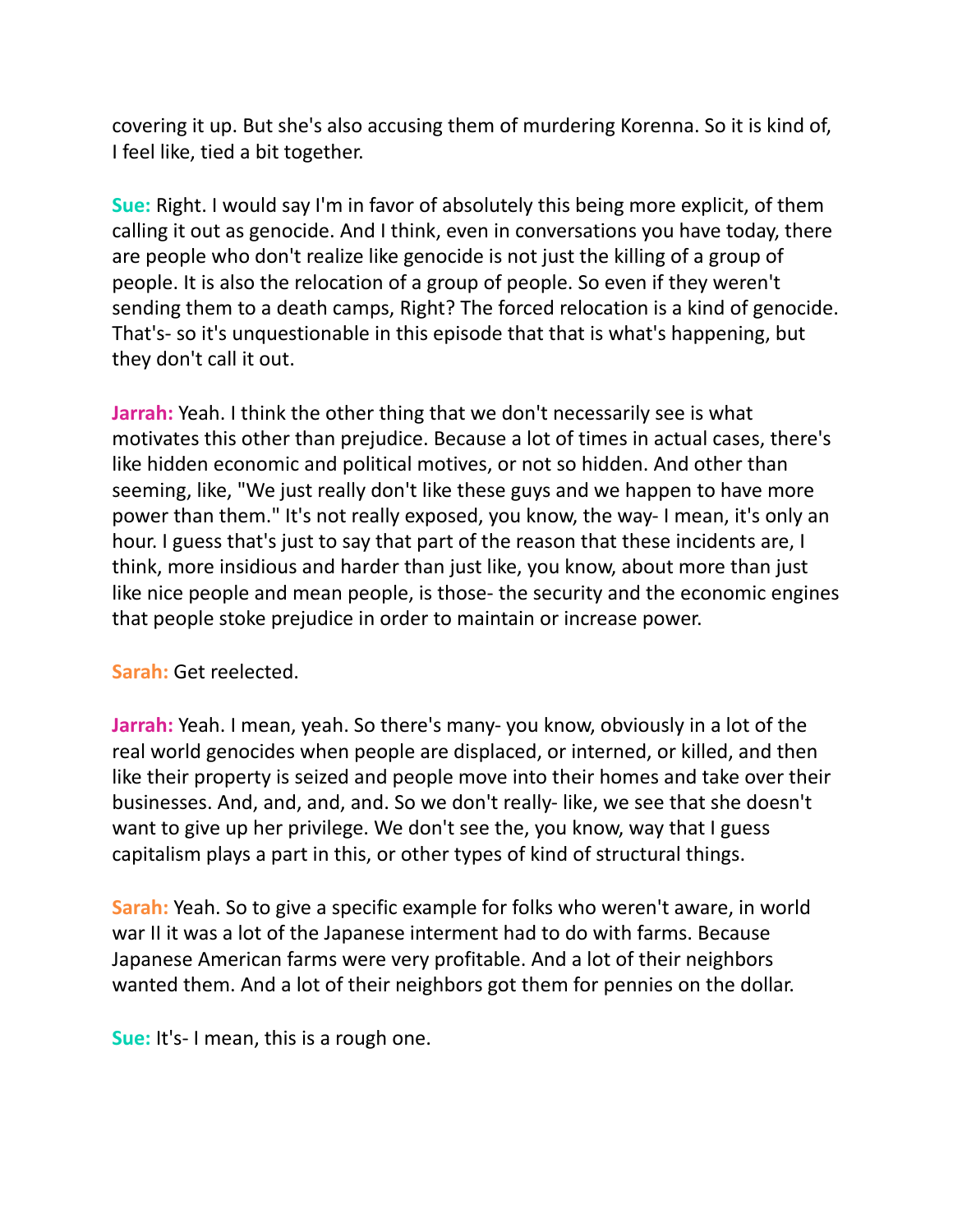covering it up. But she's also accusing them of murdering Korenna. So it is kind of, I feel like, tied a bit together.

**Sue:** Right. I would say I'm in favor of absolutely this being more explicit, of them calling it out as genocide. And I think, even in conversations you have today, there are people who don't realize like genocide is not just the killing of a group of people. It is also the relocation of a group of people. So even if they weren't sending them to a death camps, Right? The forced relocation is a kind of genocide. That's- so it's unquestionable in this episode that that is what's happening, but they don't call it out.

**Jarrah:** Yeah. I think the other thing that we don't necessarily see is what motivates this other than prejudice. Because a lot of times in actual cases, there's like hidden economic and political motives, or not so hidden. And other than seeming, like, "We just really don't like these guys and we happen to have more power than them." It's not really exposed, you know, the way- I mean, it's only an hour. I guess that's just to say that part of the reason that these incidents are, I think, more insidious and harder than just like, you know, about more than just like nice people and mean people, is those- the security and the economic engines that people stoke prejudice in order to maintain or increase power.

**Sarah:** Get reelected.

**Jarrah:** Yeah. I mean, yeah. So there's many- you know, obviously in a lot of the real world genocides when people are displaced, or interned, or killed, and then like their property is seized and people move into their homes and take over their businesses. And, and, and, and. So we don't really- like, we see that she doesn't want to give up her privilege. We don't see the, you know, way that I guess capitalism plays a part in this, or other types of kind of structural things.

**Sarah:** Yeah. So to give a specific example for folks who weren't aware, in world war II it was a lot of the Japanese interment had to do with farms. Because Japanese American farms were very profitable. And a lot of their neighbors wanted them. And a lot of their neighbors got them for pennies on the dollar.

**Sue:** It's- I mean, this is a rough one.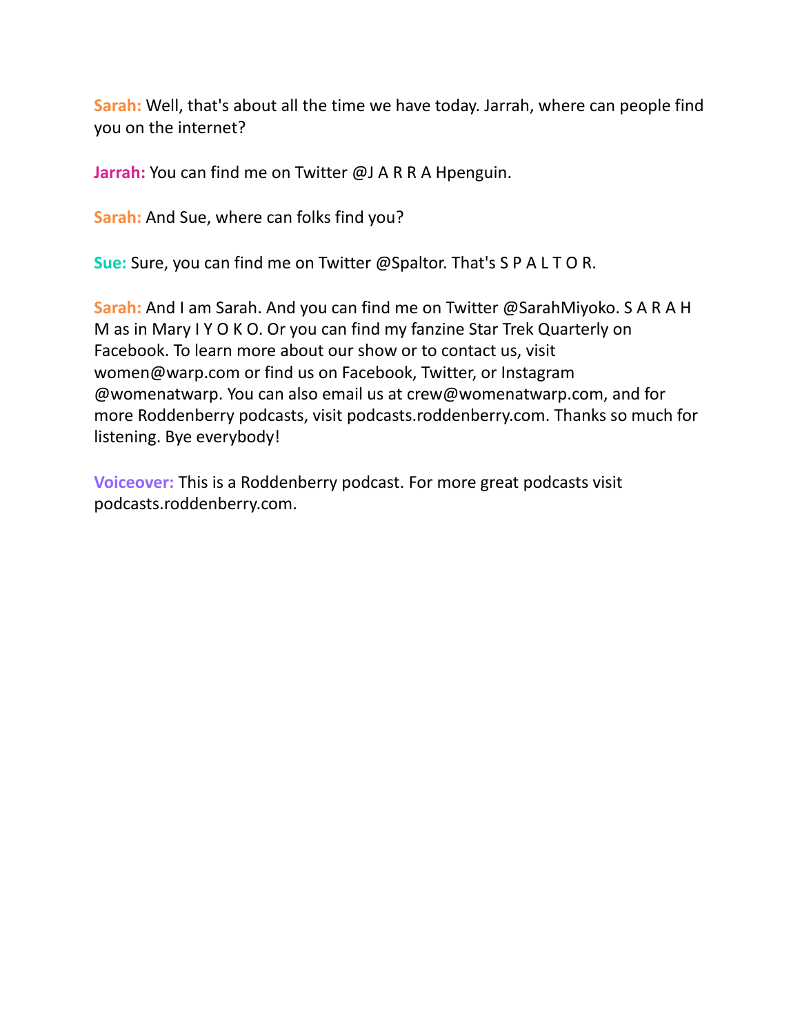**Sarah:** Well, that's about all the time we have today. Jarrah, where can people find you on the internet?

**Jarrah:** You can find me on Twitter @J A R R A Hpenguin.

**Sarah:** And Sue, where can folks find you?

**Sue:** Sure, you can find me on Twitter @Spaltor. That's S P A L T O R.

**Sarah:** And I am Sarah. And you can find me on Twitter @SarahMiyoko. S A R A H M as in Mary I Y O K O. Or you can find my fanzine Star Trek Quarterly on Facebook. To learn more about our show or to contact us, visit women@warp.com or find us on Facebook, Twitter, or Instagram @womenatwarp. You can also email us at crew@womenatwarp.com, and for more Roddenberry podcasts, visit podcasts.roddenberry.com. Thanks so much for listening. Bye everybody!

**Voiceover:** This is a Roddenberry podcast. For more great podcasts visit podcasts.roddenberry.com.